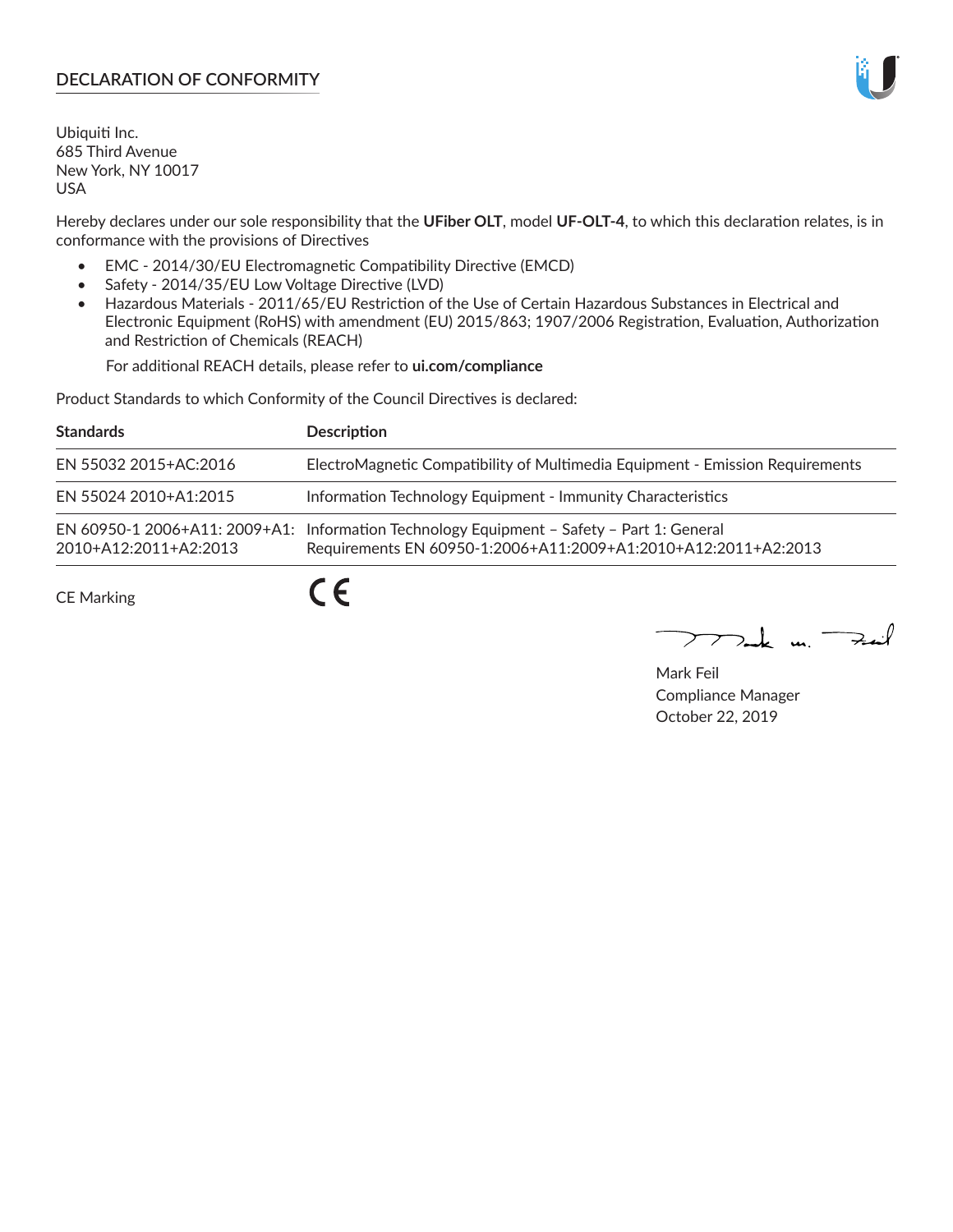## DECLARATION OF CONFORMITY

Ubiquiti Inc.
685 Third Avenue
New York, NY 10017
USA

Hereby declares under our sole responsibility that the **UFiber OLT**, model **UF-OLT-4**, to which this declaration relates, is in conformance with the provisions of Directives

- EMC - 2014/30/EU Electromagnetic Compatibility Directive (EMCD)
- Safety - 2014/35/EU Low Voltage Directive (LVD)
- Hazardous Materials - 2011/65/EU Restriction of the Use of Certain Hazardous Substances in Electrical and Electronic Equipment (RoHS) with amendment (EU) 2015/863; 1907/2006 Registration, Evaluation, Authorization and Restriction of Chemicals (REACH)

  For additional REACH details, please refer to **ui.com/compliance**

Product Standards to which Conformity of the Council Directives is declared:

| Standards | Description |
|---|---|
| EN 55032 2015+AC:2016 | ElectroMagnetic Compatibility of Multimedia Equipment - Emission Requirements |
| EN 55024 2010+A1:2015 | Information Technology Equipment - Immunity Characteristics |
| EN 60950-1 2006+A11: 2009+A1: 2010+A12:2011+A2:2013 | Information Technology Equipment – Safety – Part 1: General Requirements EN 60950-1:2006+A11:2009+A1:2010+A12:2011+A2:2013 |

CE Marking CE

Mark Feil
Compliance Manager
October 22, 2019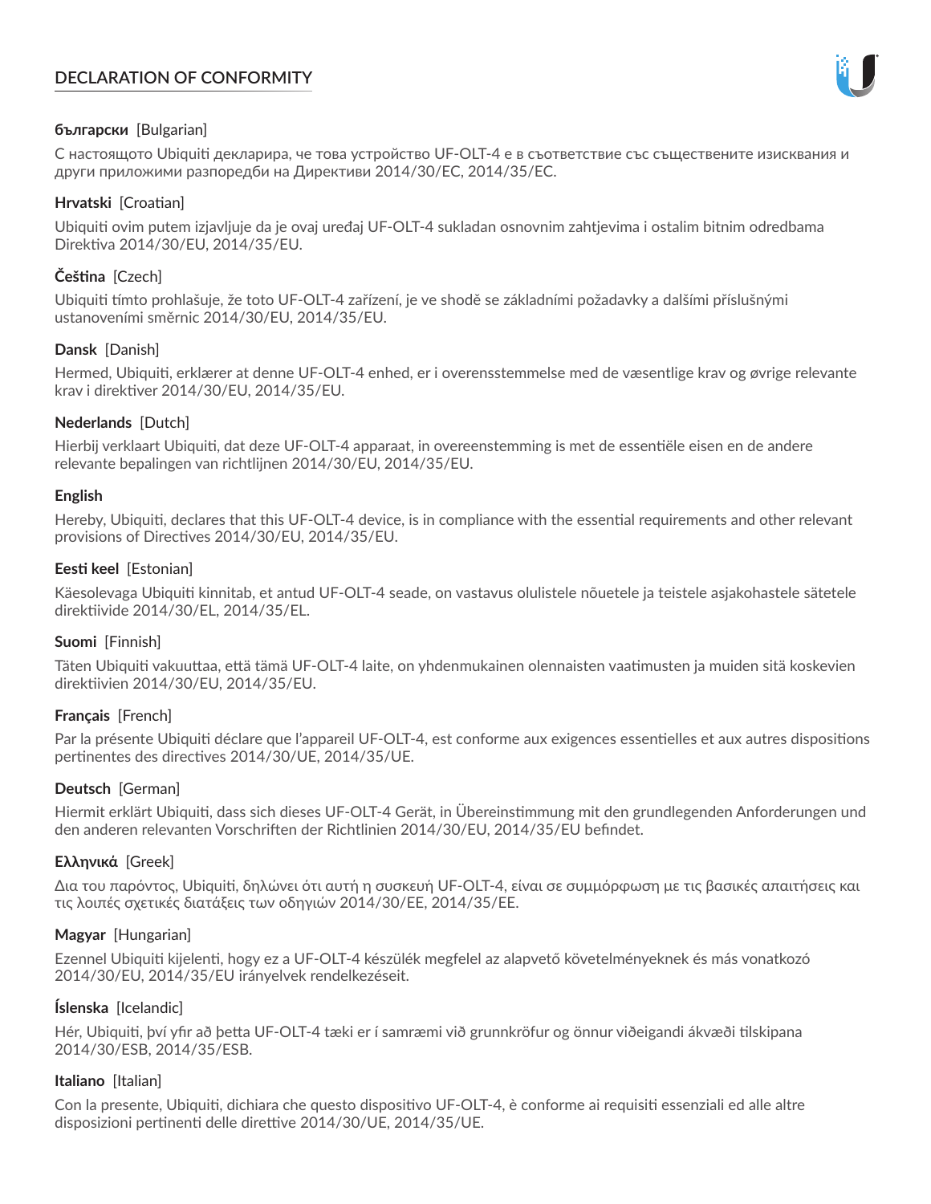# DECLARATION OF CONFORMITY

**български** [Bulgarian]

С настоящото Ubiquiti декларира, че това устройство UF-OLT-4 е в съответствие със съществените изисквания и други приложими разпоредби на Директиви 2014/30/ЕС, 2014/35/ЕС.

**Hrvatski** [Croatian]

Ubiquiti ovim putem izjavljuje da je ovaj uređaj UF-OLT-4 sukladan osnovnim zahtjevima i ostalim bitnim odredbama Direktiva 2014/30/EU, 2014/35/EU.

**Čeština** [Czech]

Ubiquiti tímto prohlašuje, že toto UF-OLT-4 zařízení, je ve shodě se základními požadavky a dalšími příslušnými ustanoveními směrnic 2014/30/EU, 2014/35/EU.

**Dansk** [Danish]

Hermed, Ubiquiti, erklærer at denne UF-OLT-4 enhed, er i overensstemmelse med de væsentlige krav og øvrige relevante krav i direktiver 2014/30/EU, 2014/35/EU.

**Nederlands** [Dutch]

Hierbij verklaart Ubiquiti, dat deze UF-OLT-4 apparaat, in overeenstemming is met de essentiële eisen en de andere relevante bepalingen van richtlijnen 2014/30/EU, 2014/35/EU.

**English**

Hereby, Ubiquiti, declares that this UF-OLT-4 device, is in compliance with the essential requirements and other relevant provisions of Directives 2014/30/EU, 2014/35/EU.

**Eesti keel** [Estonian]

Käesolevaga Ubiquiti kinnitab, et antud UF-OLT-4 seade, on vastavus olulistele nõuetele ja teistele asjakohastele sätetele direktiivide 2014/30/EL, 2014/35/EL.

**Suomi** [Finnish]

Täten Ubiquiti vakuuttaa, että tämä UF-OLT-4 laite, on yhdenmukainen olennaisten vaatimusten ja muiden sitä koskevien direktiivien 2014/30/EU, 2014/35/EU.

**Français** [French]

Par la présente Ubiquiti déclare que l'appareil UF-OLT-4, est conforme aux exigences essentielles et aux autres dispositions pertinentes des directives 2014/30/UE, 2014/35/UE.

**Deutsch** [German]

Hiermit erklärt Ubiquiti, dass sich dieses UF-OLT-4 Gerät, in Übereinstimmung mit den grundlegenden Anforderungen und den anderen relevanten Vorschriften der Richtlinien 2014/30/EU, 2014/35/EU befindet.

**Ελληνικά** [Greek]

Δια του παρόντος, Ubiquiti, δηλώνει ότι αυτή η συσκευή UF-OLT-4, είναι σε συμμόρφωση με τις βασικές απαιτήσεις και τις λοιπές σχετικές διατάξεις των οδηγιών 2014/30/EE, 2014/35/EE.

**Magyar** [Hungarian]

Ezennel Ubiquiti kijelenti, hogy ez a UF-OLT-4 készülék megfelel az alapvető követelményeknek és más vonatkozó 2014/30/EU, 2014/35/EU irányelvek rendelkezéseit.

**Íslenska** [Icelandic]

Hér, Ubiquiti, því yfir að þetta UF-OLT-4 tæki er í samræmi við grunnkröfur og önnur viðeigandi ákvæði tilskipana 2014/30/ESB, 2014/35/ESB.

**Italiano** [Italian]

Con la presente, Ubiquiti, dichiara che questo dispositivo UF-OLT-4, è conforme ai requisiti essenziali ed alle altre disposizioni pertinenti delle direttive 2014/30/UE, 2014/35/UE.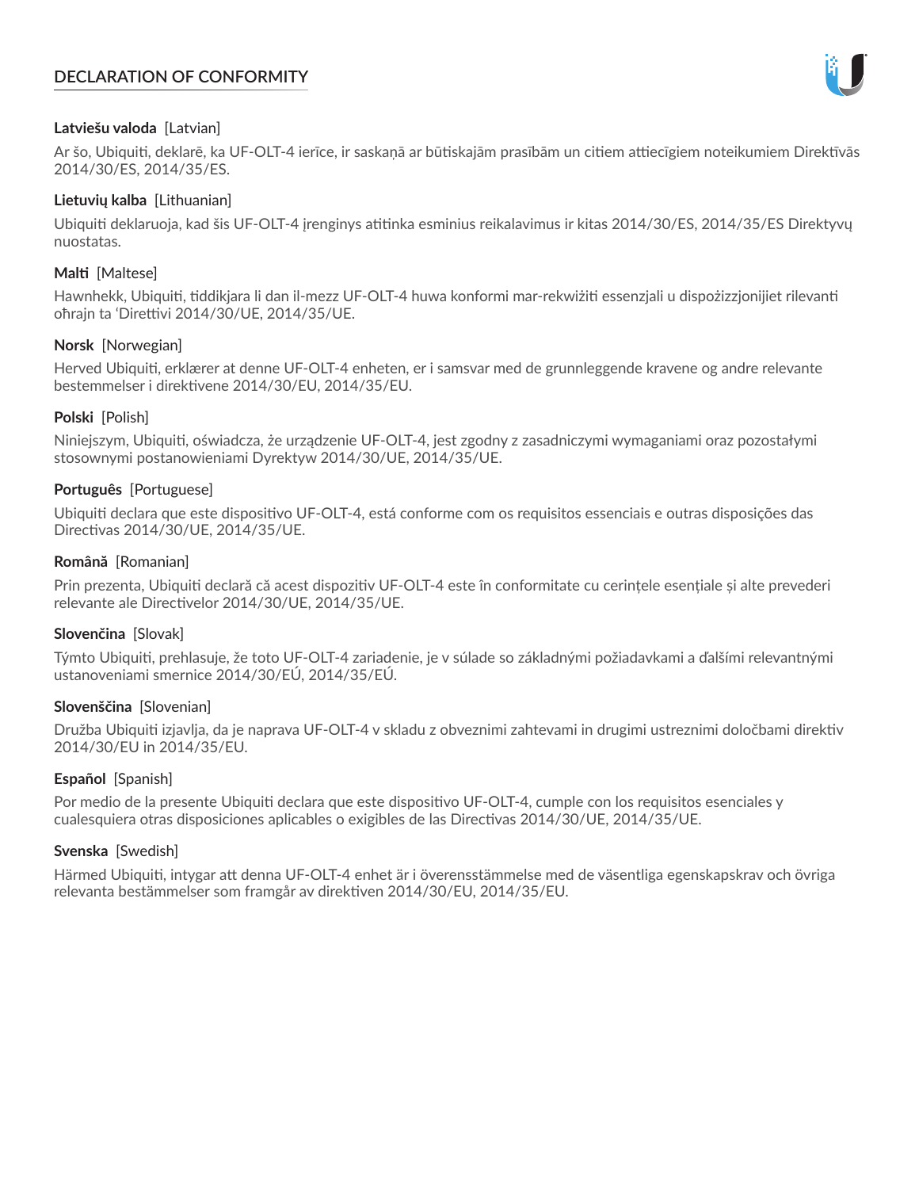# DECLARATION OF CONFORMITY

**Latviešu valoda** [Latvian]

Ar šo, Ubiquiti, deklarē, ka UF-OLT-4 ierīce, ir saskaņā ar būtiskajām prasībām un citiem attiecīgiem noteikumiem Direktīvās 2014/30/ES, 2014/35/ES.

**Lietuvių kalba** [Lithuanian]

Ubiquiti deklaruoja, kad šis UF-OLT-4 įrenginys atitinka esminius reikalavimus ir kitas 2014/30/ES, 2014/35/ES Direktyvų nuostatas.

**Malti** [Maltese]

Hawnhekk, Ubiquiti, tiddikjara li dan il-mezz UF-OLT-4 huwa konformi mar-rekwiżiti essenzjali u dispożizzjonijiet rilevanti oħrajn ta 'Direttivi 2014/30/UE, 2014/35/UE.

**Norsk** [Norwegian]

Herved Ubiquiti, erklærer at denne UF-OLT-4 enheten, er i samsvar med de grunnleggende kravene og andre relevante bestemmelser i direktivene 2014/30/EU, 2014/35/EU.

**Polski** [Polish]

Niniejszym, Ubiquiti, oświadcza, że urządzenie UF-OLT-4, jest zgodny z zasadniczymi wymaganiami oraz pozostałymi stosownymi postanowieniami Dyrektyw 2014/30/UE, 2014/35/UE.

**Português** [Portuguese]

Ubiquiti declara que este dispositivo UF-OLT-4, está conforme com os requisitos essenciais e outras disposições das Directivas 2014/30/UE, 2014/35/UE.

**Română** [Romanian]

Prin prezenta, Ubiquiti declară că acest dispozitiv UF-OLT-4 este în conformitate cu cerințele esențiale și alte prevederi relevante ale Directivelor 2014/30/UE, 2014/35/UE.

**Slovenčina** [Slovak]

Týmto Ubiquiti, prehlasuje, že toto UF-OLT-4 zariadenie, je v súlade so základnými požiadavkami a ďalšími relevantnými ustanoveniami smernice 2014/30/EÚ, 2014/35/EÚ.

**Slovenščina** [Slovenian]

Družba Ubiquiti izjavlja, da je naprava UF-OLT-4 v skladu z obveznimi zahtevami in drugimi ustreznimi določbami direktiv 2014/30/EU in 2014/35/EU.

**Español** [Spanish]

Por medio de la presente Ubiquiti declara que este dispositivo UF-OLT-4, cumple con los requisitos esenciales y cualesquiera otras disposiciones aplicables o exigibles de las Directivas 2014/30/UE, 2014/35/UE.

**Svenska** [Swedish]

Härmed Ubiquiti, intygar att denna UF-OLT-4 enhet är i överensstämmelse med de väsentliga egenskapskrav och övriga relevanta bestämmelser som framgår av direktiven 2014/30/EU, 2014/35/EU.